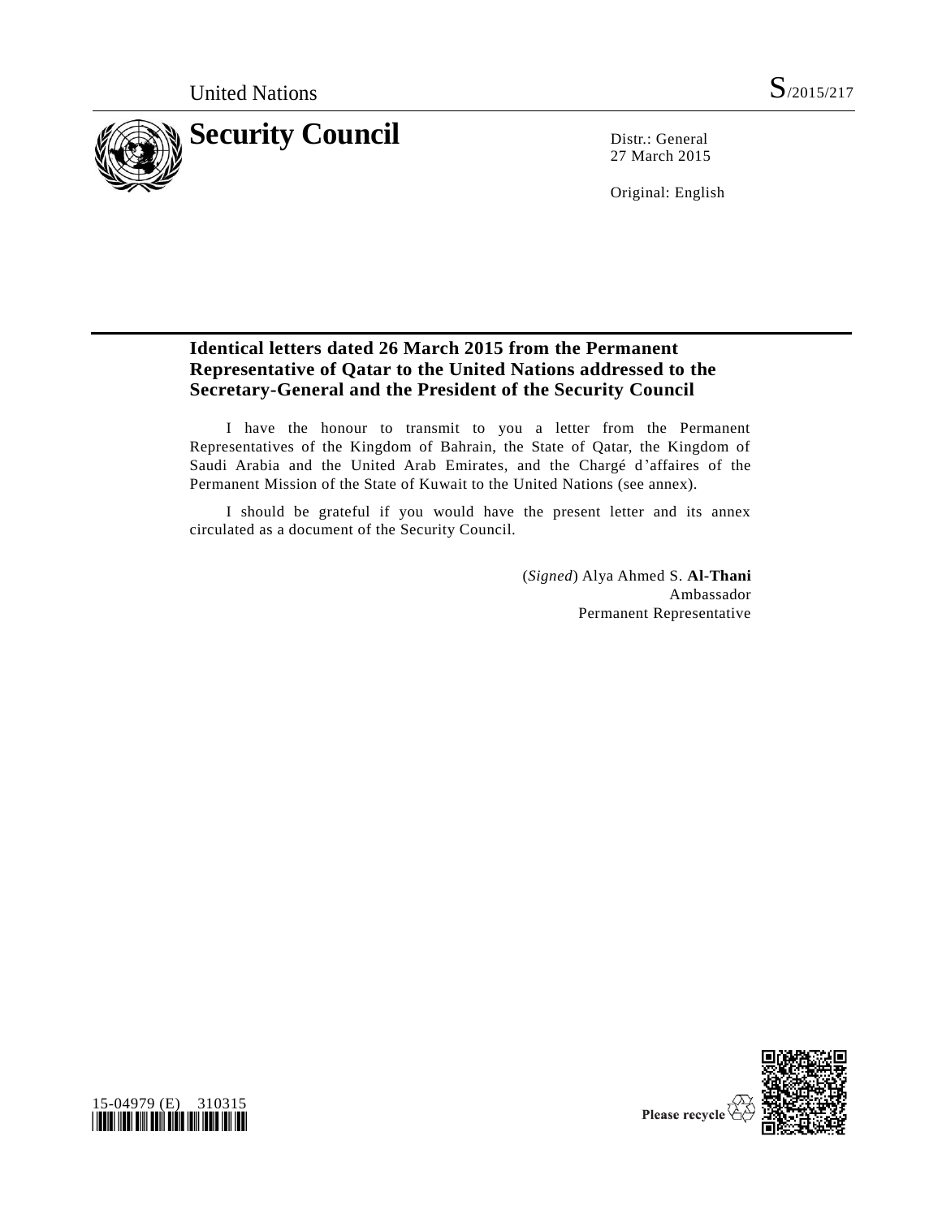United Nations S/2015/217

# Security Council

Distr.: General
27 March 2015

Original: English

## Identical letters dated 26 March 2015 from the Permanent Representative of Qatar to the United Nations addressed to the Secretary-General and the President of the Security Council

I have the honour to transmit to you a letter from the Permanent Representatives of the Kingdom of Bahrain, the State of Qatar, the Kingdom of Saudi Arabia and the United Arab Emirates, and the Chargé d'affaires of the Permanent Mission of the State of Kuwait to the United Nations (see annex).

I should be grateful if you would have the present letter and its annex circulated as a document of the Security Council.

(*Signed*) Alya Ahmed S. **Al-Thani**
Ambassador
Permanent Representative

15-04979 (E) 310315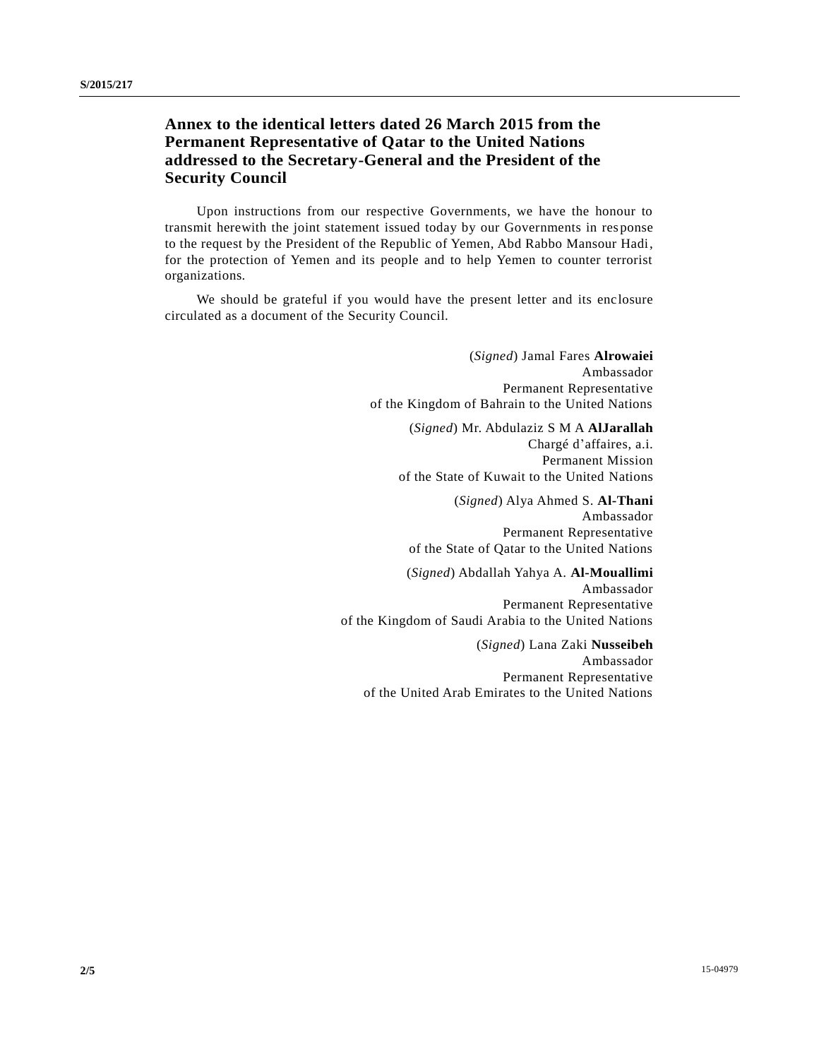## Annex to the identical letters dated 26 March 2015 from the Permanent Representative of Qatar to the United Nations addressed to the Secretary-General and the President of the Security Council

Upon instructions from our respective Governments, we have the honour to transmit herewith the joint statement issued today by our Governments in response to the request by the President of the Republic of Yemen, Abd Rabbo Mansour Hadi, for the protection of Yemen and its people and to help Yemen to counter terrorist organizations.

We should be grateful if you would have the present letter and its enclosure circulated as a document of the Security Council.

(*Signed*) Jamal Fares **Alrowaiei**
Ambassador
Permanent Representative
of the Kingdom of Bahrain to the United Nations

(*Signed*) Mr. Abdulaziz S M A **AlJarallah**
Chargé d'affaires, a.i.
Permanent Mission
of the State of Kuwait to the United Nations

(*Signed*) Alya Ahmed S. **Al-Thani**
Ambassador
Permanent Representative
of the State of Qatar to the United Nations

(*Signed*) Abdallah Yahya A. **Al-Mouallimi**
Ambassador
Permanent Representative
of the Kingdom of Saudi Arabia to the United Nations

(*Signed*) Lana Zaki **Nusseibeh**
Ambassador
Permanent Representative
of the United Arab Emirates to the United Nations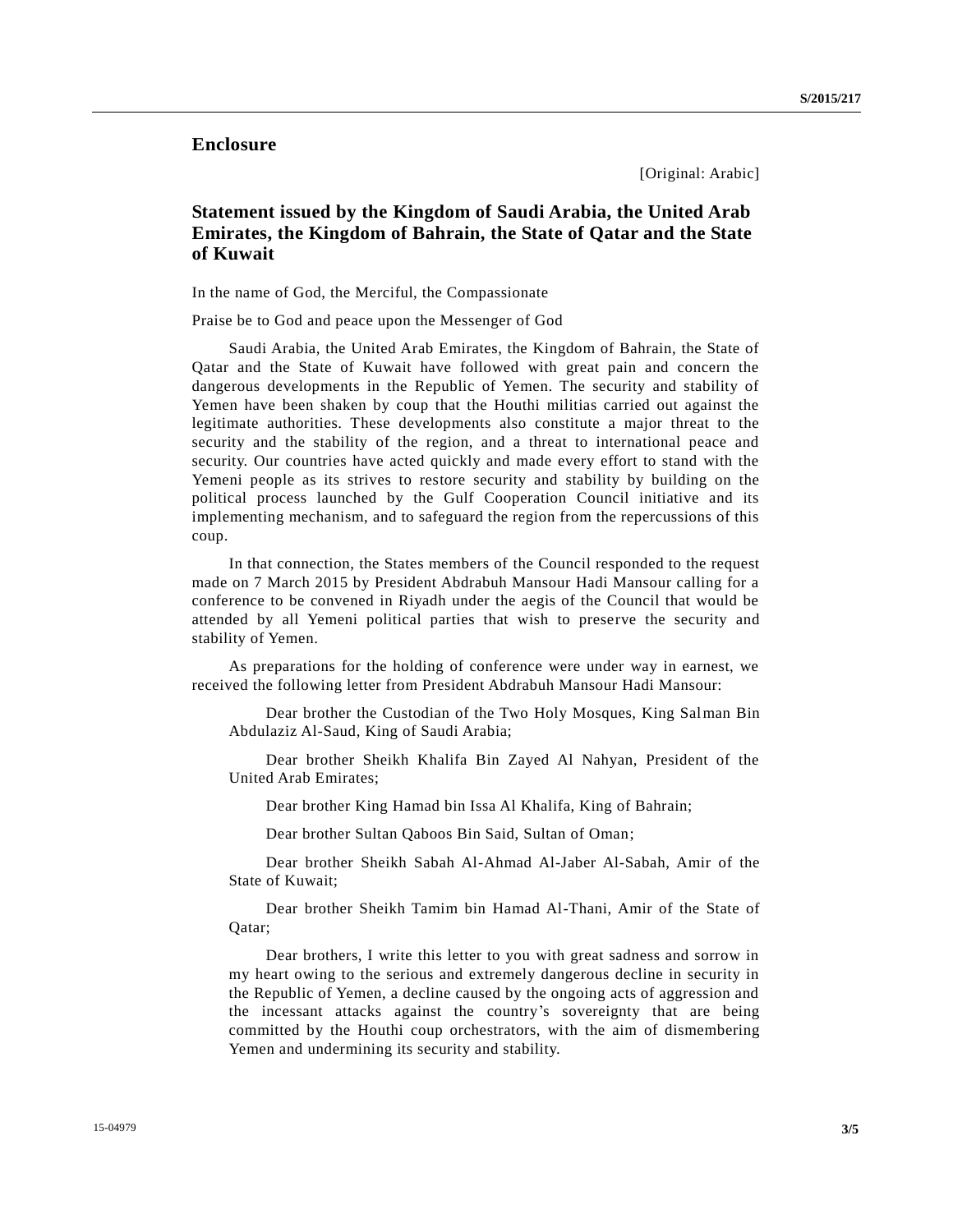## Enclosure

[Original: Arabic]

### Statement issued by the Kingdom of Saudi Arabia, the United Arab Emirates, the Kingdom of Bahrain, the State of Qatar and the State of Kuwait

In the name of God, the Merciful, the Compassionate

Praise be to God and peace upon the Messenger of God

Saudi Arabia, the United Arab Emirates, the Kingdom of Bahrain, the State of Qatar and the State of Kuwait have followed with great pain and concern the dangerous developments in the Republic of Yemen. The security and stability of Yemen have been shaken by coup that the Houthi militias carried out against the legitimate authorities. These developments also constitute a major threat to the security and the stability of the region, and a threat to international peace and security. Our countries have acted quickly and made every effort to stand with the Yemeni people as its strives to restore security and stability by building on the political process launched by the Gulf Cooperation Council initiative and its implementing mechanism, and to safeguard the region from the repercussions of this coup.

In that connection, the States members of the Council responded to the request made on 7 March 2015 by President Abdrabuh Mansour Hadi Mansour calling for a conference to be convened in Riyadh under the aegis of the Council that would be attended by all Yemeni political parties that wish to preserve the security and stability of Yemen.

As preparations for the holding of conference were under way in earnest, we received the following letter from President Abdrabuh Mansour Hadi Mansour:

> Dear brother the Custodian of the Two Holy Mosques, King Salman Bin Abdulaziz Al-Saud, King of Saudi Arabia;
>
> Dear brother Sheikh Khalifa Bin Zayed Al Nahyan, President of the United Arab Emirates;
>
> Dear brother King Hamad bin Issa Al Khalifa, King of Bahrain;
>
> Dear brother Sultan Qaboos Bin Said, Sultan of Oman;
>
> Dear brother Sheikh Sabah Al-Ahmad Al-Jaber Al-Sabah, Amir of the State of Kuwait;
>
> Dear brother Sheikh Tamim bin Hamad Al-Thani, Amir of the State of Qatar;
>
> Dear brothers, I write this letter to you with great sadness and sorrow in my heart owing to the serious and extremely dangerous decline in security in the Republic of Yemen, a decline caused by the ongoing acts of aggression and the incessant attacks against the country's sovereignty that are being committed by the Houthi coup orchestrators, with the aim of dismembering Yemen and undermining its security and stability.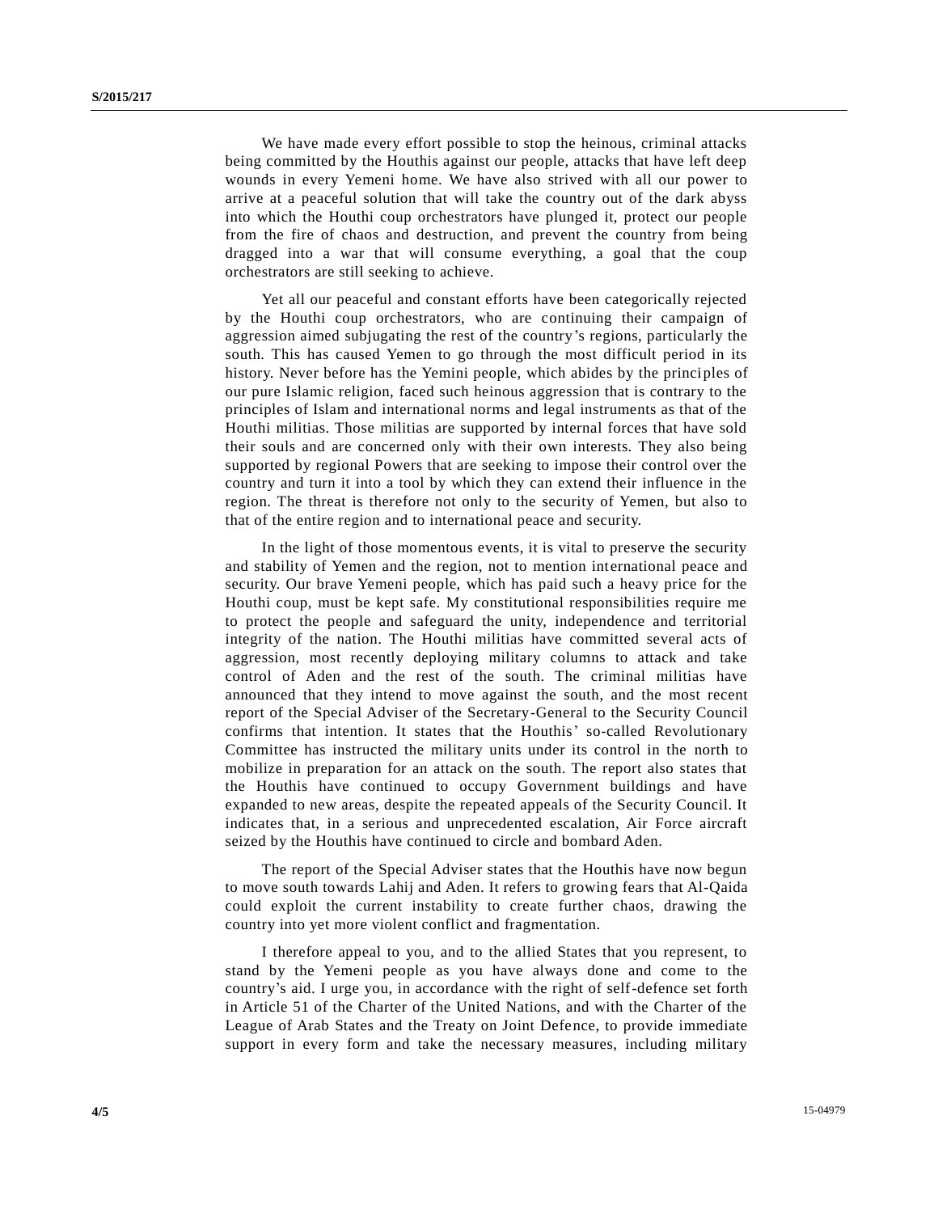We have made every effort possible to stop the heinous, criminal attacks being committed by the Houthis against our people, attacks that have left deep wounds in every Yemeni home. We have also strived with all our power to arrive at a peaceful solution that will take the country out of the dark abyss into which the Houthi coup orchestrators have plunged it, protect our people from the fire of chaos and destruction, and prevent the country from being dragged into a war that will consume everything, a goal that the coup orchestrators are still seeking to achieve.

Yet all our peaceful and constant efforts have been categorically rejected by the Houthi coup orchestrators, who are continuing their campaign of aggression aimed subjugating the rest of the country's regions, particularly the south. This has caused Yemen to go through the most difficult period in its history. Never before has the Yemini people, which abides by the principles of our pure Islamic religion, faced such heinous aggression that is contrary to the principles of Islam and international norms and legal instruments as that of the Houthi militias. Those militias are supported by internal forces that have sold their souls and are concerned only with their own interests. They also being supported by regional Powers that are seeking to impose their control over the country and turn it into a tool by which they can extend their influence in the region. The threat is therefore not only to the security of Yemen, but also to that of the entire region and to international peace and security.

In the light of those momentous events, it is vital to preserve the security and stability of Yemen and the region, not to mention international peace and security. Our brave Yemeni people, which has paid such a heavy price for the Houthi coup, must be kept safe. My constitutional responsibilities require me to protect the people and safeguard the unity, independence and territorial integrity of the nation. The Houthi militias have committed several acts of aggression, most recently deploying military columns to attack and take control of Aden and the rest of the south. The criminal militias have announced that they intend to move against the south, and the most recent report of the Special Adviser of the Secretary-General to the Security Council confirms that intention. It states that the Houthis' so-called Revolutionary Committee has instructed the military units under its control in the north to mobilize in preparation for an attack on the south. The report also states that the Houthis have continued to occupy Government buildings and have expanded to new areas, despite the repeated appeals of the Security Council. It indicates that, in a serious and unprecedented escalation, Air Force aircraft seized by the Houthis have continued to circle and bombard Aden.

The report of the Special Adviser states that the Houthis have now begun to move south towards Lahij and Aden. It refers to growing fears that Al-Qaida could exploit the current instability to create further chaos, drawing the country into yet more violent conflict and fragmentation.

I therefore appeal to you, and to the allied States that you represent, to stand by the Yemeni people as you have always done and come to the country's aid. I urge you, in accordance with the right of self-defence set forth in Article 51 of the Charter of the United Nations, and with the Charter of the League of Arab States and the Treaty on Joint Defence, to provide immediate support in every form and take the necessary measures, including military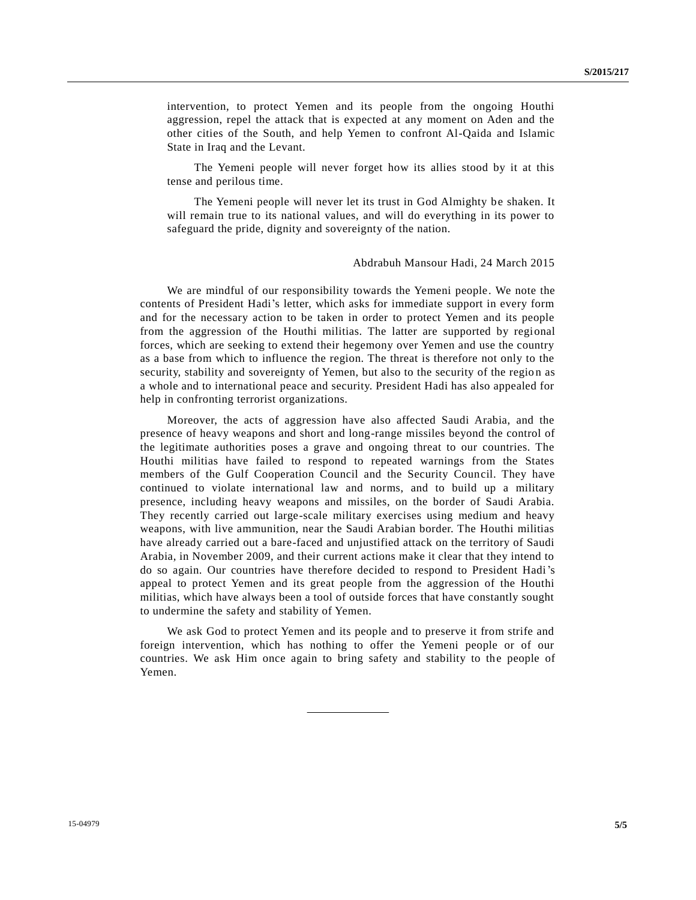intervention, to protect Yemen and its people from the ongoing Houthi aggression, repel the attack that is expected at any moment on Aden and the other cities of the South, and help Yemen to confront Al-Qaida and Islamic State in Iraq and the Levant.

The Yemeni people will never forget how its allies stood by it at this tense and perilous time.

The Yemeni people will never let its trust in God Almighty be shaken. It will remain true to its national values, and will do everything in its power to safeguard the pride, dignity and sovereignty of the nation.

Abdrabuh Mansour Hadi, 24 March 2015

We are mindful of our responsibility towards the Yemeni people. We note the contents of President Hadi's letter, which asks for immediate support in every form and for the necessary action to be taken in order to protect Yemen and its people from the aggression of the Houthi militias. The latter are supported by regional forces, which are seeking to extend their hegemony over Yemen and use the country as a base from which to influence the region. The threat is therefore not only to the security, stability and sovereignty of Yemen, but also to the security of the region as a whole and to international peace and security. President Hadi has also appealed for help in confronting terrorist organizations.

Moreover, the acts of aggression have also affected Saudi Arabia, and the presence of heavy weapons and short and long-range missiles beyond the control of the legitimate authorities poses a grave and ongoing threat to our countries. The Houthi militias have failed to respond to repeated warnings from the States members of the Gulf Cooperation Council and the Security Council. They have continued to violate international law and norms, and to build up a military presence, including heavy weapons and missiles, on the border of Saudi Arabia. They recently carried out large-scale military exercises using medium and heavy weapons, with live ammunition, near the Saudi Arabian border. The Houthi militias have already carried out a bare-faced and unjustified attack on the territory of Saudi Arabia, in November 2009, and their current actions make it clear that they intend to do so again. Our countries have therefore decided to respond to President Hadi's appeal to protect Yemen and its great people from the aggression of the Houthi militias, which have always been a tool of outside forces that have constantly sought to undermine the safety and stability of Yemen.

We ask God to protect Yemen and its people and to preserve it from strife and foreign intervention, which has nothing to offer the Yemeni people or of our countries. We ask Him once again to bring safety and stability to the people of Yemen.